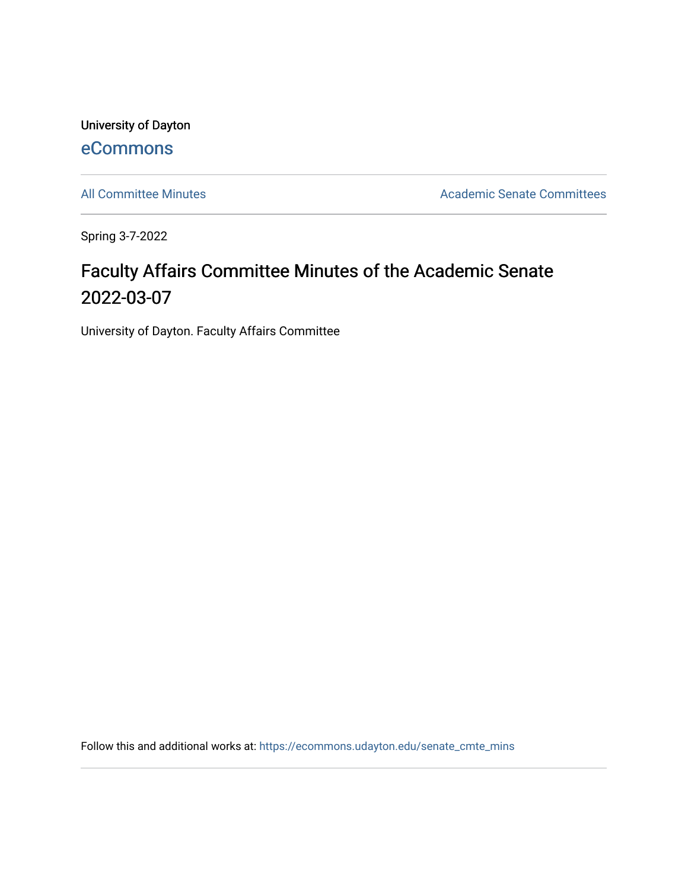University of Dayton

eCommons

All Committee Minutes

Academic Senate Committees

Spring 3-7-2022

# Faculty Affairs Committee Minutes of the Academic Senate 2022-03-07

University of Dayton. Faculty Affairs Committee

Follow this and additional works at: https://ecommons.udayton.edu/senate_cmte_mins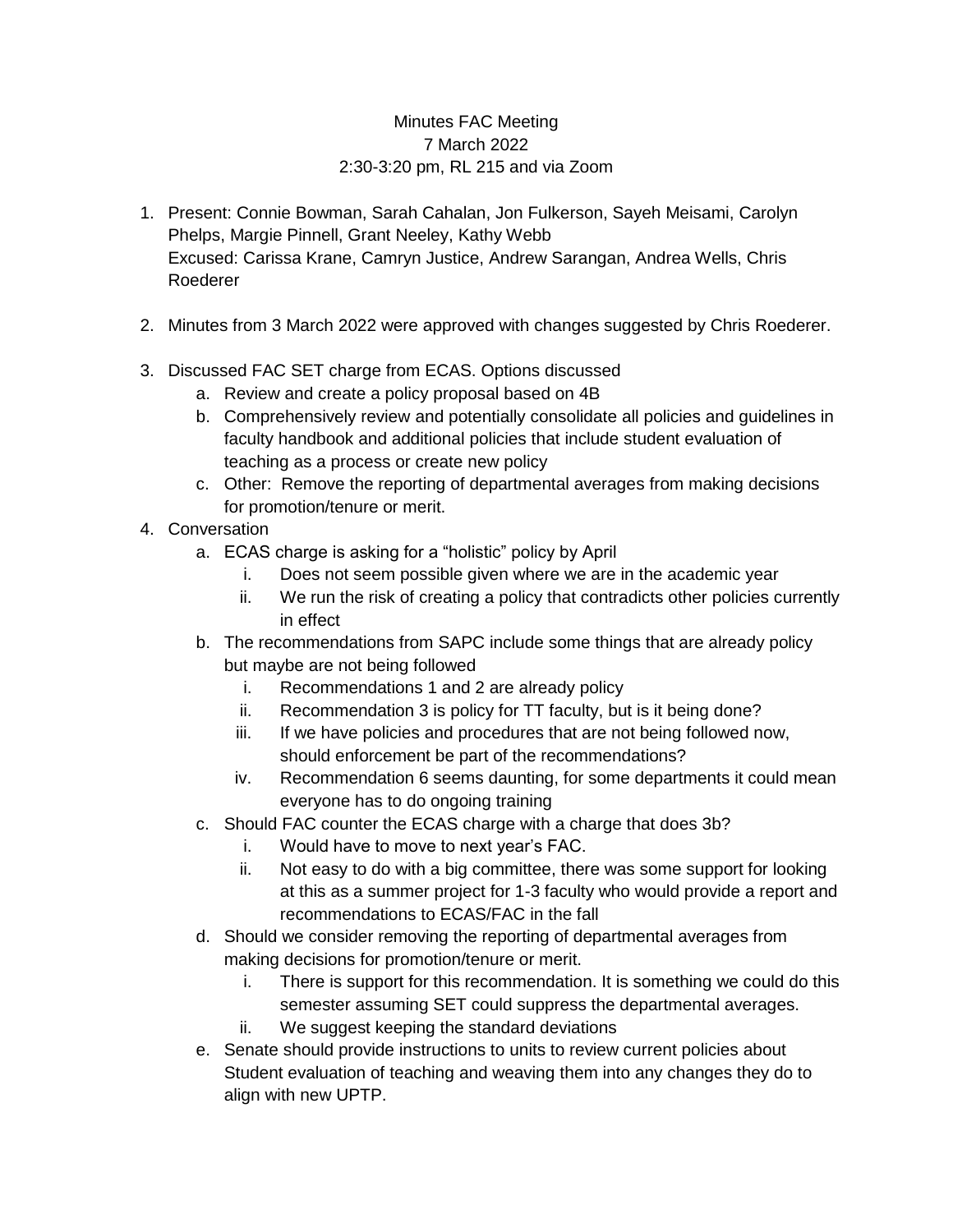Minutes FAC Meeting
7 March 2022
2:30-3:20 pm, RL 215 and via Zoom

1. Present: Connie Bowman, Sarah Cahalan, Jon Fulkerson, Sayeh Meisami, Carolyn Phelps, Margie Pinnell, Grant Neeley, Kathy Webb
   Excused: Carissa Krane, Camryn Justice, Andrew Sarangan, Andrea Wells, Chris Roederer

2. Minutes from 3 March 2022 were approved with changes suggested by Chris Roederer.

3. Discussed FAC SET charge from ECAS. Options discussed
   a. Review and create a policy proposal based on 4B
   b. Comprehensively review and potentially consolidate all policies and guidelines in faculty handbook and additional policies that include student evaluation of teaching as a process or create new policy
   c. Other: Remove the reporting of departmental averages from making decisions for promotion/tenure or merit.

4. Conversation
   a. ECAS charge is asking for a "holistic" policy by April
      i. Does not seem possible given where we are in the academic year
      ii. We run the risk of creating a policy that contradicts other policies currently in effect
   b. The recommendations from SAPC include some things that are already policy but maybe are not being followed
      i. Recommendations 1 and 2 are already policy
      ii. Recommendation 3 is policy for TT faculty, but is it being done?
      iii. If we have policies and procedures that are not being followed now, should enforcement be part of the recommendations?
      iv. Recommendation 6 seems daunting, for some departments it could mean everyone has to do ongoing training
   c. Should FAC counter the ECAS charge with a charge that does 3b?
      i. Would have to move to next year's FAC.
      ii. Not easy to do with a big committee, there was some support for looking at this as a summer project for 1-3 faculty who would provide a report and recommendations to ECAS/FAC in the fall
   d. Should we consider removing the reporting of departmental averages from making decisions for promotion/tenure or merit.
      i. There is support for this recommendation. It is something we could do this semester assuming SET could suppress the departmental averages.
      ii. We suggest keeping the standard deviations
   e. Senate should provide instructions to units to review current policies about Student evaluation of teaching and weaving them into any changes they do to align with new UPTP.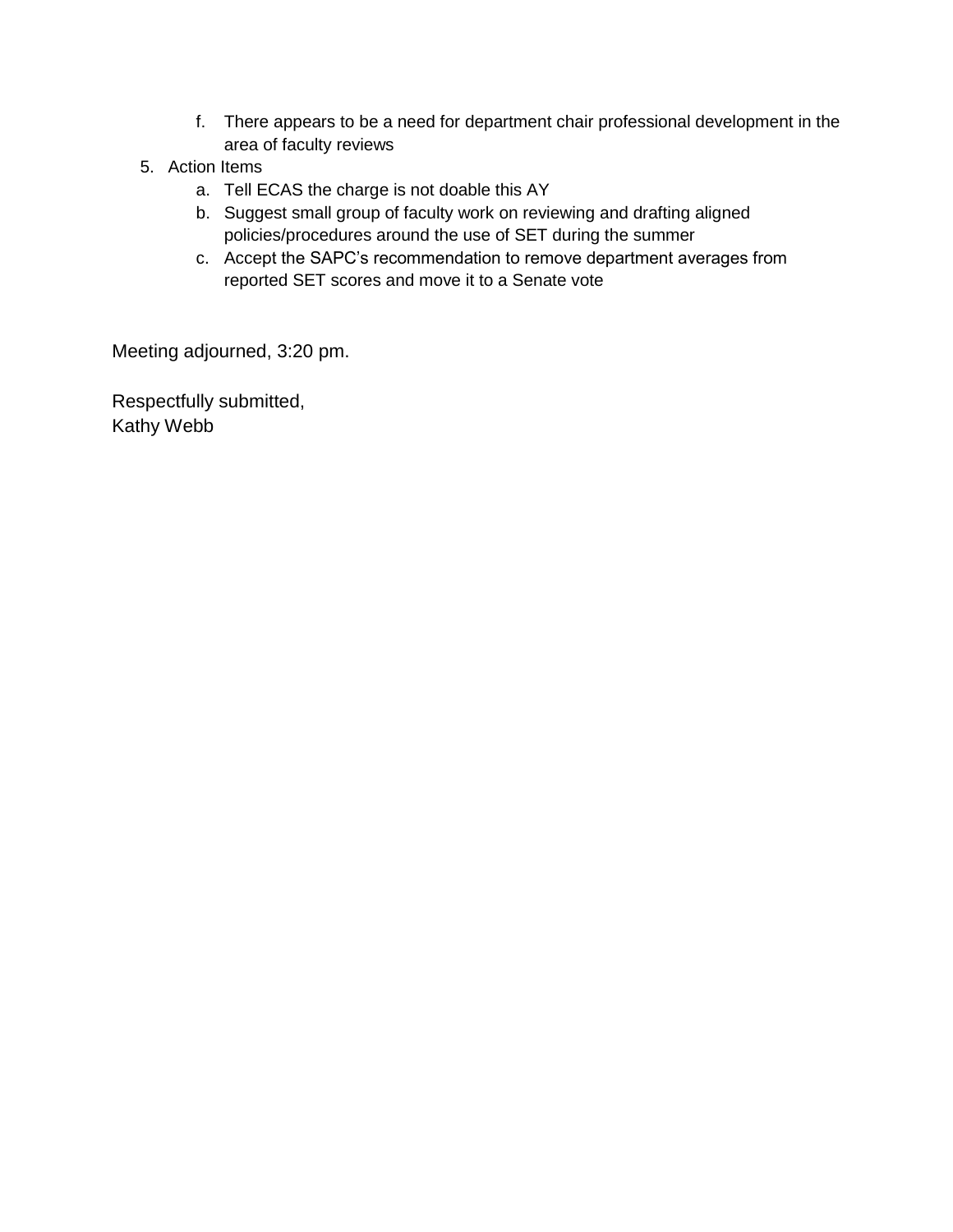f. There appears to be a need for department chair professional development in the area of faculty reviews

5. Action Items
   a. Tell ECAS the charge is not doable this AY
   b. Suggest small group of faculty work on reviewing and drafting aligned policies/procedures around the use of SET during the summer
   c. Accept the SAPC's recommendation to remove department averages from reported SET scores and move it to a Senate vote

Meeting adjourned, 3:20 pm.

Respectfully submitted,
Kathy Webb